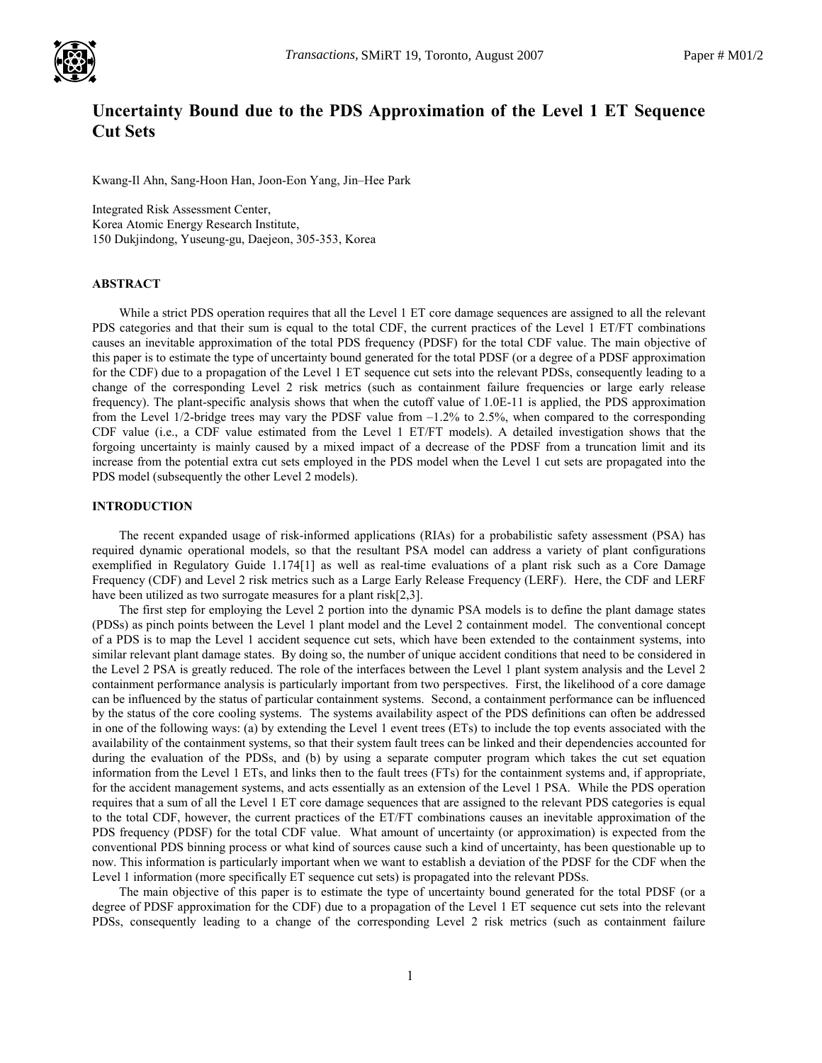# Uncertainty Bound due to the PDS Approximation of the Level 1 ET Sequence Cut Sets

Kwang-Il Ahn, Sang-Hoon Han, Joon-Eon Yang, Jin–Hee Park

Integrated Risk Assessment Center,
Korea Atomic Energy Research Institute,
150 Dukjindong, Yuseung-gu, Daejeon, 305-353, Korea

## ABSTRACT

While a strict PDS operation requires that all the Level 1 ET core damage sequences are assigned to all the relevant PDS categories and that their sum is equal to the total CDF, the current practices of the Level 1 ET/FT combinations causes an inevitable approximation of the total PDS frequency (PDSF) for the total CDF value. The main objective of this paper is to estimate the type of uncertainty bound generated for the total PDSF (or a degree of a PDSF approximation for the CDF) due to a propagation of the Level 1 ET sequence cut sets into the relevant PDSs, consequently leading to a change of the corresponding Level 2 risk metrics (such as containment failure frequencies or large early release frequency). The plant-specific analysis shows that when the cutoff value of 1.0E-11 is applied, the PDS approximation from the Level 1/2-bridge trees may vary the PDSF value from –1.2% to 2.5%, when compared to the corresponding CDF value (i.e., a CDF value estimated from the Level 1 ET/FT models). A detailed investigation shows that the forgoing uncertainty is mainly caused by a mixed impact of a decrease of the PDSF from a truncation limit and its increase from the potential extra cut sets employed in the PDS model when the Level 1 cut sets are propagated into the PDS model (subsequently the other Level 2 models).

## INTRODUCTION

The recent expanded usage of risk-informed applications (RIAs) for a probabilistic safety assessment (PSA) has required dynamic operational models, so that the resultant PSA model can address a variety of plant configurations exemplified in Regulatory Guide 1.174[1] as well as real-time evaluations of a plant risk such as a Core Damage Frequency (CDF) and Level 2 risk metrics such as a Large Early Release Frequency (LERF). Here, the CDF and LERF have been utilized as two surrogate measures for a plant risk[2,3].

The first step for employing the Level 2 portion into the dynamic PSA models is to define the plant damage states (PDSs) as pinch points between the Level 1 plant model and the Level 2 containment model. The conventional concept of a PDS is to map the Level 1 accident sequence cut sets, which have been extended to the containment systems, into similar relevant plant damage states. By doing so, the number of unique accident conditions that need to be considered in the Level 2 PSA is greatly reduced. The role of the interfaces between the Level 1 plant system analysis and the Level 2 containment performance analysis is particularly important from two perspectives. First, the likelihood of a core damage can be influenced by the status of particular containment systems. Second, a containment performance can be influenced by the status of the core cooling systems. The systems availability aspect of the PDS definitions can often be addressed in one of the following ways: (a) by extending the Level 1 event trees (ETs) to include the top events associated with the availability of the containment systems, so that their system fault trees can be linked and their dependencies accounted for during the evaluation of the PDSs, and (b) by using a separate computer program which takes the cut set equation information from the Level 1 ETs, and links then to the fault trees (FTs) for the containment systems and, if appropriate, for the accident management systems, and acts essentially as an extension of the Level 1 PSA. While the PDS operation requires that a sum of all the Level 1 ET core damage sequences that are assigned to the relevant PDS categories is equal to the total CDF, however, the current practices of the ET/FT combinations causes an inevitable approximation of the PDS frequency (PDSF) for the total CDF value. What amount of uncertainty (or approximation) is expected from the conventional PDS binning process or what kind of sources cause such a kind of uncertainty, has been questionable up to now. This information is particularly important when we want to establish a deviation of the PDSF for the CDF when the Level 1 information (more specifically ET sequence cut sets) is propagated into the relevant PDSs.

The main objective of this paper is to estimate the type of uncertainty bound generated for the total PDSF (or a degree of PDSF approximation for the CDF) due to a propagation of the Level 1 ET sequence cut sets into the relevant PDSs, consequently leading to a change of the corresponding Level 2 risk metrics (such as containment failure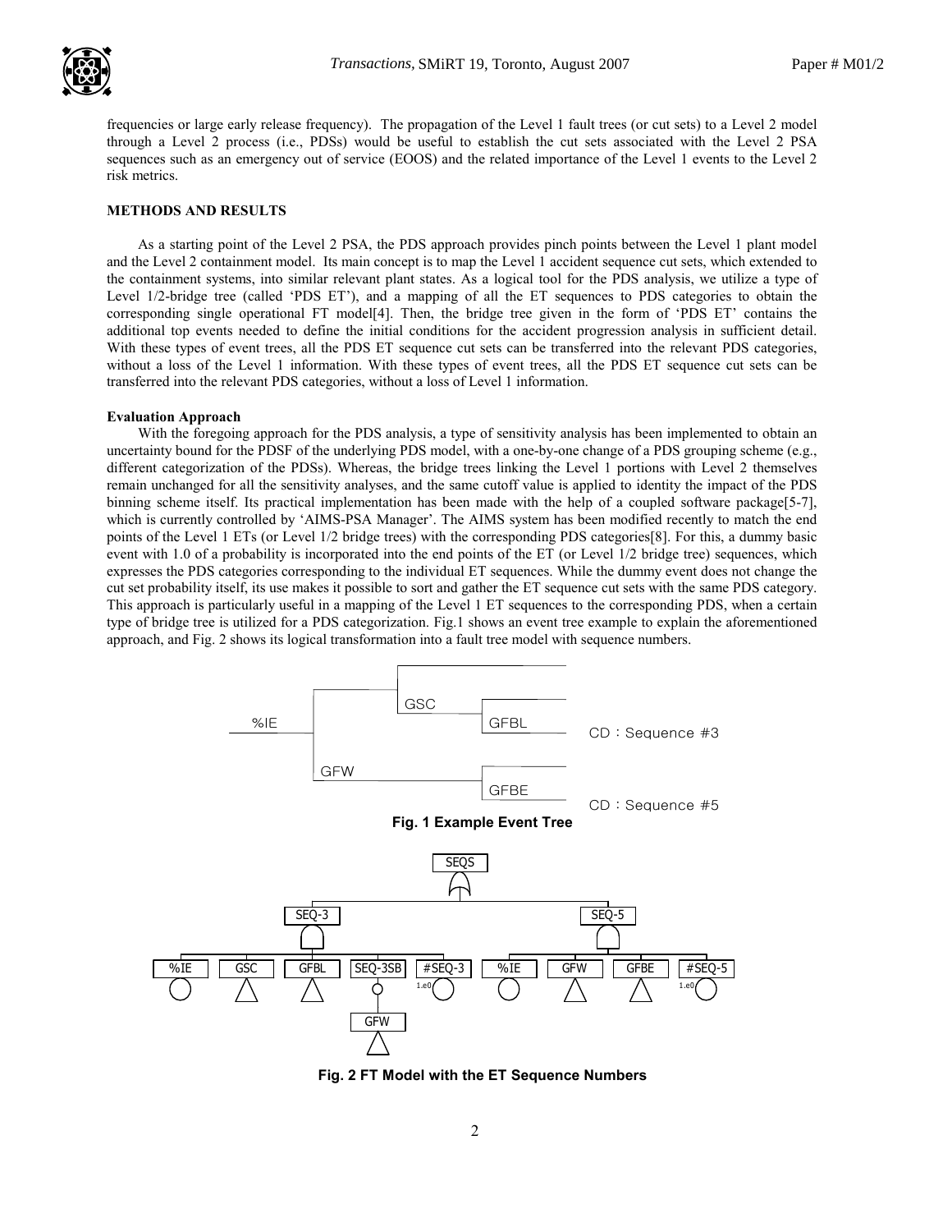frequencies or large early release frequency). The propagation of the Level 1 fault trees (or cut sets) to a Level 2 model through a Level 2 process (i.e., PDSs) would be useful to establish the cut sets associated with the Level 2 PSA sequences such as an emergency out of service (EOOS) and the related importance of the Level 1 events to the Level 2 risk metrics.

## METHODS AND RESULTS

As a starting point of the Level 2 PSA, the PDS approach provides pinch points between the Level 1 plant model and the Level 2 containment model. Its main concept is to map the Level 1 accident sequence cut sets, which extended to the containment systems, into similar relevant plant states. As a logical tool for the PDS analysis, we utilize a type of Level 1/2-bridge tree (called 'PDS ET'), and a mapping of all the ET sequences to PDS categories to obtain the corresponding single operational FT model[4]. Then, the bridge tree given in the form of 'PDS ET' contains the additional top events needed to define the initial conditions for the accident progression analysis in sufficient detail. With these types of event trees, all the PDS ET sequence cut sets can be transferred into the relevant PDS categories, without a loss of the Level 1 information. With these types of event trees, all the PDS ET sequence cut sets can be transferred into the relevant PDS categories, without a loss of Level 1 information.

### Evaluation Approach

With the foregoing approach for the PDS analysis, a type of sensitivity analysis has been implemented to obtain an uncertainty bound for the PDSF of the underlying PDS model, with a one-by-one change of a PDS grouping scheme (e.g., different categorization of the PDSs). Whereas, the bridge trees linking the Level 1 portions with Level 2 themselves remain unchanged for all the sensitivity analyses, and the same cutoff value is applied to identity the impact of the PDS binning scheme itself. Its practical implementation has been made with the help of a coupled software package[5-7], which is currently controlled by 'AIMS-PSA Manager'. The AIMS system has been modified recently to match the end points of the Level 1 ETs (or Level 1/2 bridge trees) with the corresponding PDS categories[8]. For this, a dummy basic event with 1.0 of a probability is incorporated into the end points of the ET (or Level 1/2 bridge tree) sequences, which expresses the PDS categories corresponding to the individual ET sequences. While the dummy event does not change the cut set probability itself, its use makes it possible to sort and gather the ET sequence cut sets with the same PDS category. This approach is particularly useful in a mapping of the Level 1 ET sequences to the corresponding PDS, when a certain type of bridge tree is utilized for a PDS categorization. Fig.1 shows an event tree example to explain the aforementioned approach, and Fig. 2 shows its logical transformation into a fault tree model with sequence numbers.

**Fig. 1 Example Event Tree**

**Fig. 2 FT Model with the ET Sequence Numbers**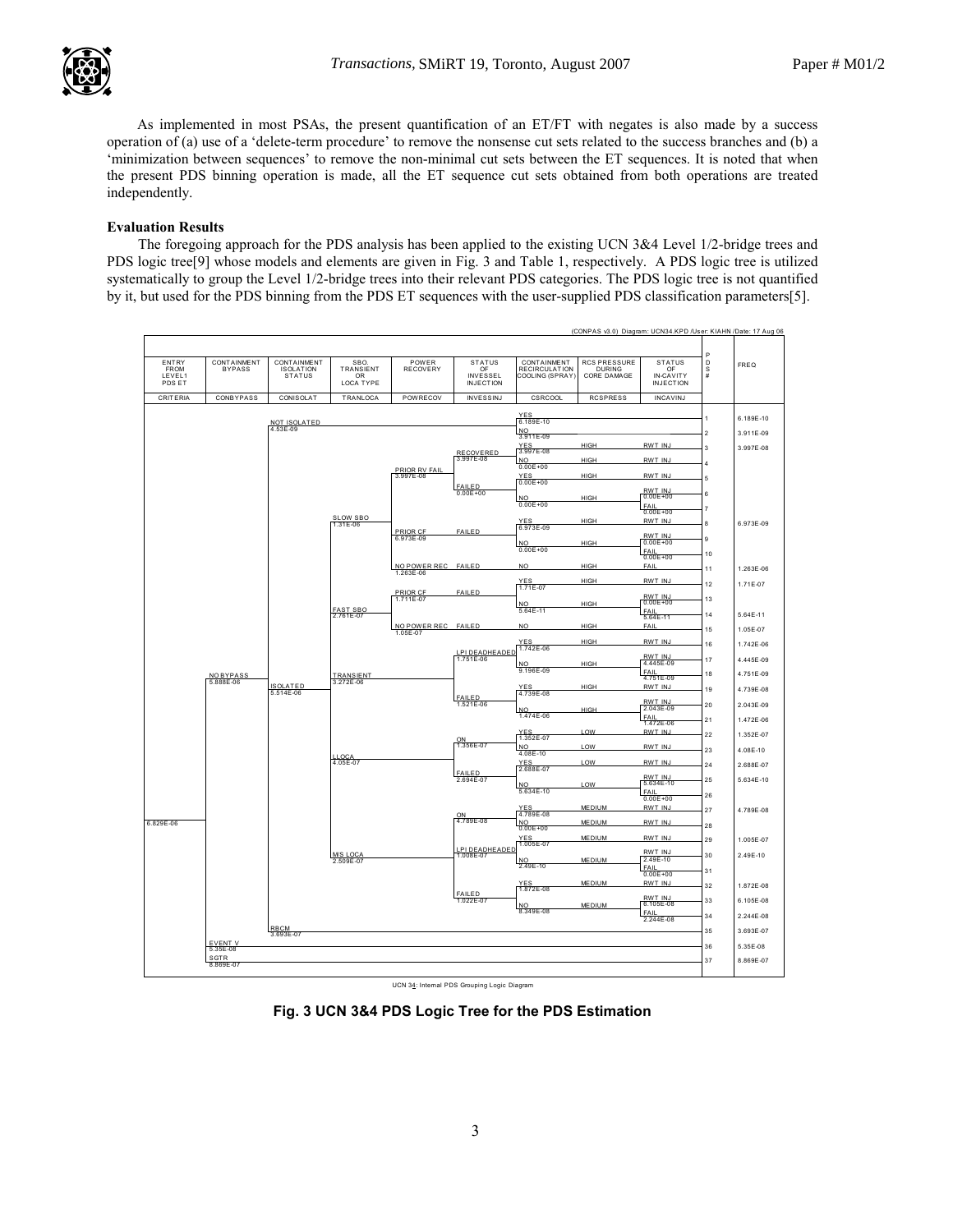As implemented in most PSAs, the present quantification of an ET/FT with negates is also made by a success operation of (a) use of a 'delete-term procedure' to remove the nonsense cut sets related to the success branches and (b) a 'minimization between sequences' to remove the non-minimal cut sets between the ET sequences. It is noted that when the present PDS binning operation is made, all the ET sequence cut sets obtained from both operations are treated independently.

**Evaluation Results**

The foregoing approach for the PDS analysis has been applied to the existing UCN 3&4 Level 1/2-bridge trees and PDS logic tree[9] whose models and elements are given in Fig. 3 and Table 1, respectively. A PDS logic tree is utilized systematically to group the Level 1/2-bridge trees into their relevant PDS categories. The PDS logic tree is not quantified by it, but used for the PDS binning from the PDS ET sequences with the user-supplied PDS classification parameters[5].

(CONPAS v3.0) Diagram: UCN34.KPD /User: KIAHN /Date: 17 Aug 06

| ENTRY FROM LEVEL1 PDS ET | CONTAINMENT BYPASS | CONTAINMENT ISOLATION STATUS | SBO, TRANSIENT OR LOCA TYPE | POWER RECOVERY | STATUS OF INVESSEL INJECTION | CONTAINMENT RECIRCULATION COOLING (SPRAY) | RCS PRESSURE DURING CORE DAMAGE | STATUS OF IN-CAVITY INJECTION | PDS # | FREQ |
|---|---|---|---|---|---|---|---|---|---|---|
| CRITERIA | CONBYPASS | CONISOLAT | TRANLOCA | POWRECOV | INVESSINJ | CSRCOOL | RCSPRESS | INCAVINJ | | |
| 6.829E-06 | NO BYPASS 5.888E-06 | NOT ISOLATED 4.53E-09 | | | | YES 6.189E-10 | | | 1 | 6.189E-10 |
| | | | | | | NO 3.911E-09 | | | 2 | 3.911E-09 |
| | | ISOLATED 5.514E-06 | SLOW SBO 1.31E-06 | PRIOR RV FAIL 3.997E-08 | RECOVERED 3.997E-08 | YES 3.997E-08 | HIGH | RWT INJ | 3 | 3.997E-08 |
| | | | | | | NO 0.00E+00 | HIGH | RWT INJ | 4 | |
| | | | | | FAILED 0.00E+00 | YES 0.00E+00 | HIGH | RWT INJ | 5 | |
| | | | | | | NO 0.00E+00 | HIGH | RWT INJ 0.00E+00 | 6 | |
| | | | | | | | | FAIL 0.00E+00 | 7 | |
| | | | | PRIOR CF 6.973E-09 | FAILED | YES 6.973E-09 | HIGH | RWT INJ | 8 | 6.973E-09 |
| | | | | | | NO 0.00E+00 | HIGH | RWT INJ 0.00E+00 | 9 | |
| | | | | | | | | FAIL 0.00E+00 | 10 | |
| | | | | NO POWER REC 1.263E-06 | FAILED | NO | HIGH | FAIL | 11 | 1.263E-06 |
| | | | FAST SBO 2.761E-07 | PRIOR CF 1.711E-07 | FAILED | YES 1.71E-07 | HIGH | RWT INJ | 12 | 1.71E-07 |
| | | | | | | NO 5.64E-11 | HIGH | RWT INJ 0.00E+00 | 13 | |
| | | | | | | | | FAIL 5.64E-11 | 14 | 5.64E-11 |
| | | | | NO POWER REC 1.05E-07 | FAILED | NO | HIGH | FAIL | 15 | 1.05E-07 |
| | | | TRANSIENT 3.272E-06 | | LPI DEADHEADED 1.751E-06 | YES 1.742E-06 | HIGH | RWT INJ | 16 | 1.742E-06 |
| | | | | | | NO 9.196E-09 | HIGH | RWT INJ 4.445E-09 | 17 | 4.445E-09 |
| | | | | | | | | FAIL 4.751E-09 | 18 | 4.751E-09 |
| | | | | | FAILED 1.521E-06 | YES 4.739E-08 | HIGH | RWT INJ | 19 | 4.739E-08 |
| | | | | | | NO 1.474E-06 | HIGH | RWT INJ 2.043E-09 | 20 | 2.043E-09 |
| | | | | | | | | FAIL 1.472E-06 | 21 | 1.472E-06 |
| | | | LLOCA 4.05E-07 | | ON 1.356E-07 | YES 1.352E-07 | LOW | RWT INJ | 22 | 1.352E-07 |
| | | | | | | NO 4.08E-10 | LOW | RWT INJ | 23 | 4.08E-10 |
| | | | | | FAILED 2.694E-07 | YES 2.688E-07 | LOW | RWT INJ | 24 | 2.688E-07 |
| | | | | | | NO 5.634E-10 | LOW | RWT INJ 5.634E-10 | 25 | 5.634E-10 |
| | | | | | | | | FAIL 0.00E+00 | 26 | |
| | | | M/S LOCA 2.509E-07 | | ON 4.789E-08 | YES 4.789E-08 | MEDIUM | RWT INJ | 27 | 4.789E-08 |
| | | | | | | NO 0.00E+00 | MEDIUM | RWT INJ | 28 | |
| | | | | | LPI DEADHEADED 1.008E-07 | YES 1.005E-07 | MEDIUM | RWT INJ | 29 | 1.005E-07 |
| | | | | | | NO 2.49E-10 | MEDIUM | RWT INJ 2.49E-10 | 30 | 2.49E-10 |
| | | | | | | | | FAIL 0.00E+00 | 31 | |
| | | | | | FAILED 1.022E-07 | YES 1.872E-08 | MEDIUM | RWT INJ | 32 | 1.872E-08 |
| | | | | | | NO 8.349E-08 | MEDIUM | RWT INJ 6.105E-08 | 33 | 6.105E-08 |
| | | | | | | | | FAIL 2.244E-08 | 34 | 2.244E-08 |
| | | RBCM 3.693E-07 | | | | | | | 35 | 3.693E-07 |
| | EVENT V 5.35E-08 | | | | | | | | 36 | 5.35E-08 |
| | SGTR 8.869E-07 | | | | | | | | 37 | 8.869E-07 |

UCN 34: Internal PDS Grouping Logic Diagram

**Fig. 3 UCN 3&4 PDS Logic Tree for the PDS Estimation**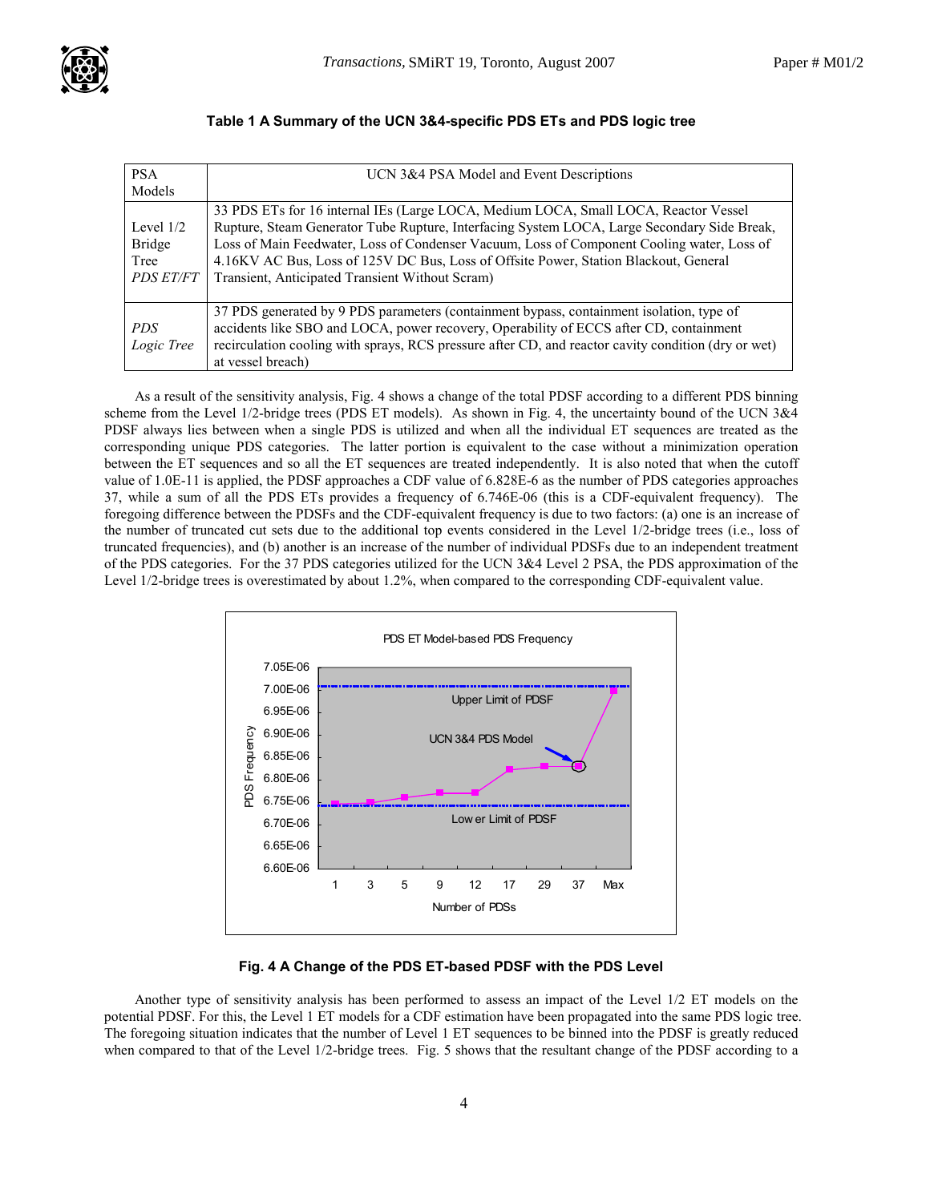**Table 1 A Summary of the UCN 3&4-specific PDS ETs and PDS logic tree**

| PSA Models | UCN 3&4 PSA Model and Event Descriptions |
|---|---|
| Level 1/2 Bridge Tree *PDS ET/FT* | 33 PDS ETs for 16 internal IEs (Large LOCA, Medium LOCA, Small LOCA, Reactor Vessel Rupture, Steam Generator Tube Rupture, Interfacing System LOCA, Large Secondary Side Break, Loss of Main Feedwater, Loss of Condenser Vacuum, Loss of Component Cooling water, Loss of 4.16KV AC Bus, Loss of 125V DC Bus, Loss of Offsite Power, Station Blackout, General Transient, Anticipated Transient Without Scram) |
| *PDS Logic Tree* | 37 PDS generated by 9 PDS parameters (containment bypass, containment isolation, type of accidents like SBO and LOCA, power recovery, Operability of ECCS after CD, containment recirculation cooling with sprays, RCS pressure after CD, and reactor cavity condition (dry or wet) at vessel breach) |

As a result of the sensitivity analysis, Fig. 4 shows a change of the total PDSF according to a different PDS binning scheme from the Level 1/2-bridge trees (PDS ET models). As shown in Fig. 4, the uncertainty bound of the UCN 3&4 PDSF always lies between when a single PDS is utilized and when all the individual ET sequences are treated as the corresponding unique PDS categories. The latter portion is equivalent to the case without a minimization operation between the ET sequences and so all the ET sequences are treated independently. It is also noted that when the cutoff value of 1.0E-11 is applied, the PDSF approaches a CDF value of 6.828E-6 as the number of PDS categories approaches 37, while a sum of all the PDS ETs provides a frequency of 6.746E-06 (this is a CDF-equivalent frequency). The foregoing difference between the PDSFs and the CDF-equivalent frequency is due to two factors: (a) one is an increase of the number of truncated cut sets due to the additional top events considered in the Level 1/2-bridge trees (i.e., loss of truncated frequencies), and (b) another is an increase of the number of individual PDSFs due to an independent treatment of the PDS categories. For the 37 PDS categories utilized for the UCN 3&4 Level 2 PSA, the PDS approximation of the Level 1/2-bridge trees is overestimated by about 1.2%, when compared to the corresponding CDF-equivalent value.

**Fig. 4 A Change of the PDS ET-based PDSF with the PDS Level**

Another type of sensitivity analysis has been performed to assess an impact of the Level 1/2 ET models on the potential PDSF. For this, the Level 1 ET models for a CDF estimation have been propagated into the same PDS logic tree. The foregoing situation indicates that the number of Level 1 ET sequences to be binned into the PDSF is greatly reduced when compared to that of the Level 1/2-bridge trees. Fig. 5 shows that the resultant change of the PDSF according to a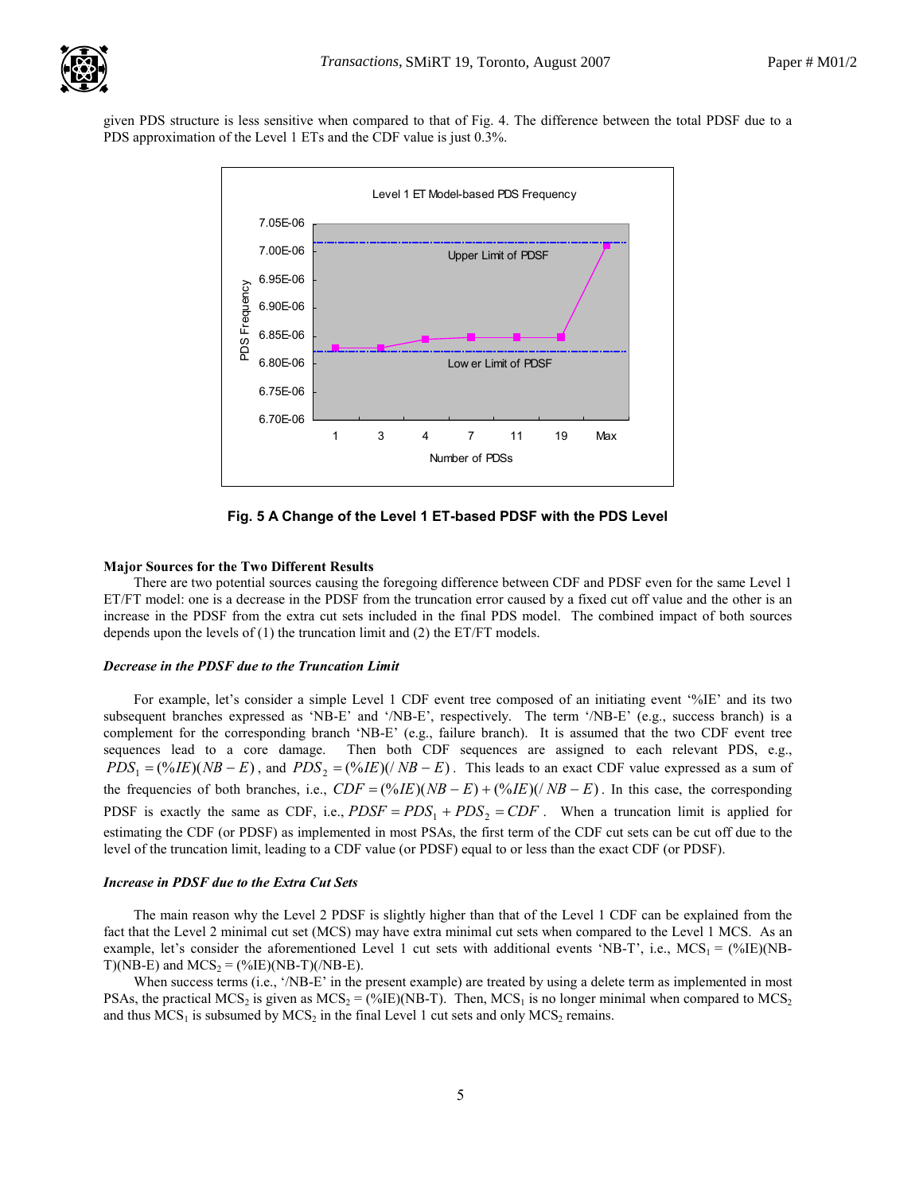given PDS structure is less sensitive when compared to that of Fig. 4. The difference between the total PDSF due to a PDS approximation of the Level 1 ETs and the CDF value is just 0.3%.

**Fig. 5 A Change of the Level 1 ET-based PDSF with the PDS Level**

**Major Sources for the Two Different Results**

There are two potential sources causing the foregoing difference between CDF and PDSF even for the same Level 1 ET/FT model: one is a decrease in the PDSF from the truncation error caused by a fixed cut off value and the other is an increase in the PDSF from the extra cut sets included in the final PDS model. The combined impact of both sources depends upon the levels of (1) the truncation limit and (2) the ET/FT models.

***Decrease in the PDSF due to the Truncation Limit***

For example, let's consider a simple Level 1 CDF event tree composed of an initiating event '%IE' and its two subsequent branches expressed as 'NB-E' and '/NB-E', respectively. The term '/NB-E' (e.g., success branch) is a complement for the corresponding branch 'NB-E' (e.g., failure branch). It is assumed that the two CDF event tree sequences lead to a core damage. Then both CDF sequences are assigned to each relevant PDS, e.g., $PDS_1 = (\%IE)(NB-E)$, and $PDS_2 = (\%IE)(/NB-E)$. This leads to an exact CDF value expressed as a sum of the frequencies of both branches, i.e., $CDF = (\%IE)(NB-E) + (\%IE)(/NB-E)$. In this case, the corresponding PDSF is exactly the same as CDF, i.e., $PDSF = PDS_1 + PDS_2 = CDF$. When a truncation limit is applied for estimating the CDF (or PDSF) as implemented in most PSAs, the first term of the CDF cut sets can be cut off due to the level of the truncation limit, leading to a CDF value (or PDSF) equal to or less than the exact CDF (or PDSF).

***Increase in PDSF due to the Extra Cut Sets***

The main reason why the Level 2 PDSF is slightly higher than that of the Level 1 CDF can be explained from the fact that the Level 2 minimal cut set (MCS) may have extra minimal cut sets when compared to the Level 1 MCS. As an example, let's consider the aforementioned Level 1 cut sets with additional events 'NB-T', i.e., $MCS_1$ = (%IE)(NB-T)(NB-E) and $MCS_2$ = (%IE)(NB-T)(/NB-E).

When success terms (i.e., '/NB-E' in the present example) are treated by using a delete term as implemented in most PSAs, the practical $MCS_2$ is given as $MCS_2$ = (%IE)(NB-T). Then, $MCS_1$ is no longer minimal when compared to $MCS_2$ and thus $MCS_1$ is subsumed by $MCS_2$ in the final Level 1 cut sets and only $MCS_2$ remains.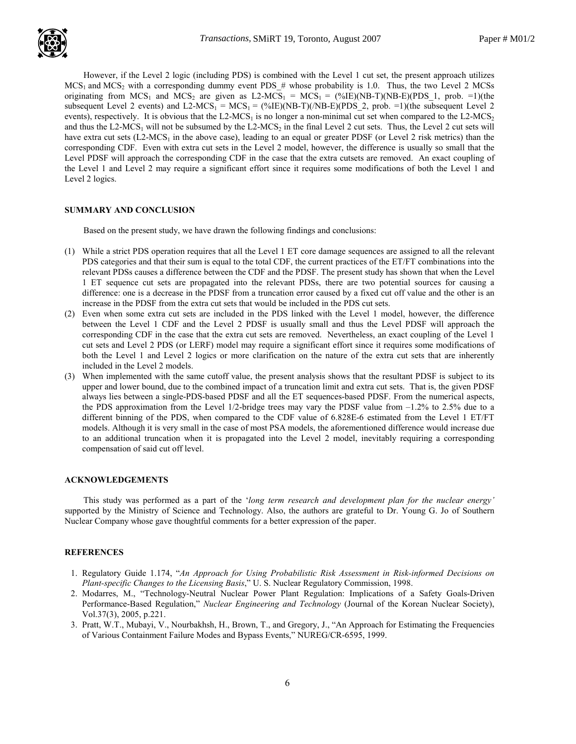However, if the Level 2 logic (including PDS) is combined with the Level 1 cut set, the present approach utilizes $MCS_1$ and $MCS_2$ with a corresponding dummy event PDS_# whose probability is 1.0. Thus, the two Level 2 MCSs originating from $MCS_1$ and $MCS_2$ are given as L2-$MCS_1$ = $MCS_1$ = (%IE)(NB-T)(NB-E)(PDS_1, prob. =1)(the subsequent Level 2 events) and L2-$MCS_1$ = $MCS_1$ = (%IE)(NB-T)(/NB-E)(PDS_2, prob. =1)(the subsequent Level 2 events), respectively. It is obvious that the L2-$MCS_1$ is no longer a non-minimal cut set when compared to the L2-$MCS_2$ and thus the L2-$MCS_1$ will not be subsumed by the L2-$MCS_2$ in the final Level 2 cut sets. Thus, the Level 2 cut sets will have extra cut sets (L2-$MCS_1$ in the above case), leading to an equal or greater PDSF (or Level 2 risk metrics) than the corresponding CDF. Even with extra cut sets in the Level 2 model, however, the difference is usually so small that the Level PDSF will approach the corresponding CDF in the case that the extra cutsets are removed. An exact coupling of the Level 1 and Level 2 may require a significant effort since it requires some modifications of both the Level 1 and Level 2 logics.

## SUMMARY AND CONCLUSION

Based on the present study, we have drawn the following findings and conclusions:

(1) While a strict PDS operation requires that all the Level 1 ET core damage sequences are assigned to all the relevant PDS categories and that their sum is equal to the total CDF, the current practices of the ET/FT combinations into the relevant PDSs causes a difference between the CDF and the PDSF. The present study has shown that when the Level 1 ET sequence cut sets are propagated into the relevant PDSs, there are two potential sources for causing a difference: one is a decrease in the PDSF from a truncation error caused by a fixed cut off value and the other is an increase in the PDSF from the extra cut sets that would be included in the PDS cut sets.

(2) Even when some extra cut sets are included in the PDS linked with the Level 1 model, however, the difference between the Level 1 CDF and the Level 2 PDSF is usually small and thus the Level PDSF will approach the corresponding CDF in the case that the extra cut sets are removed. Nevertheless, an exact coupling of the Level 1 cut sets and Level 2 PDS (or LERF) model may require a significant effort since it requires some modifications of both the Level 1 and Level 2 logics or more clarification on the nature of the extra cut sets that are inherently included in the Level 2 models.

(3) When implemented with the same cutoff value, the present analysis shows that the resultant PDSF is subject to its upper and lower bound, due to the combined impact of a truncation limit and extra cut sets. That is, the given PDSF always lies between a single-PDS-based PDSF and all the ET sequences-based PDSF. From the numerical aspects, the PDS approximation from the Level 1/2-bridge trees may vary the PDSF value from –1.2% to 2.5% due to a different binning of the PDS, when compared to the CDF value of 6.828E-6 estimated from the Level 1 ET/FT models. Although it is very small in the case of most PSA models, the aforementioned difference would increase due to an additional truncation when it is propagated into the Level 2 model, inevitably requiring a corresponding compensation of said cut off level.

## ACKNOWLEDGEMENTS

This study was performed as a part of the '*long term research and development plan for the nuclear energy'* supported by the Ministry of Science and Technology. Also, the authors are grateful to Dr. Young G. Jo of Southern Nuclear Company whose gave thoughtful comments for a better expression of the paper.

## REFERENCES

1. Regulatory Guide 1.174, "*An Approach for Using Probabilistic Risk Assessment in Risk-informed Decisions on Plant-specific Changes to the Licensing Basis*," U. S. Nuclear Regulatory Commission, 1998.
2. Modarres, M., "Technology-Neutral Nuclear Power Plant Regulation: Implications of a Safety Goals-Driven Performance-Based Regulation," *Nuclear Engineering and Technology* (Journal of the Korean Nuclear Society), Vol.37(3), 2005, p.221.
3. Pratt, W.T., Mubayi, V., Nourbakhsh, H., Brown, T., and Gregory, J., "An Approach for Estimating the Frequencies of Various Containment Failure Modes and Bypass Events," NUREG/CR-6595, 1999.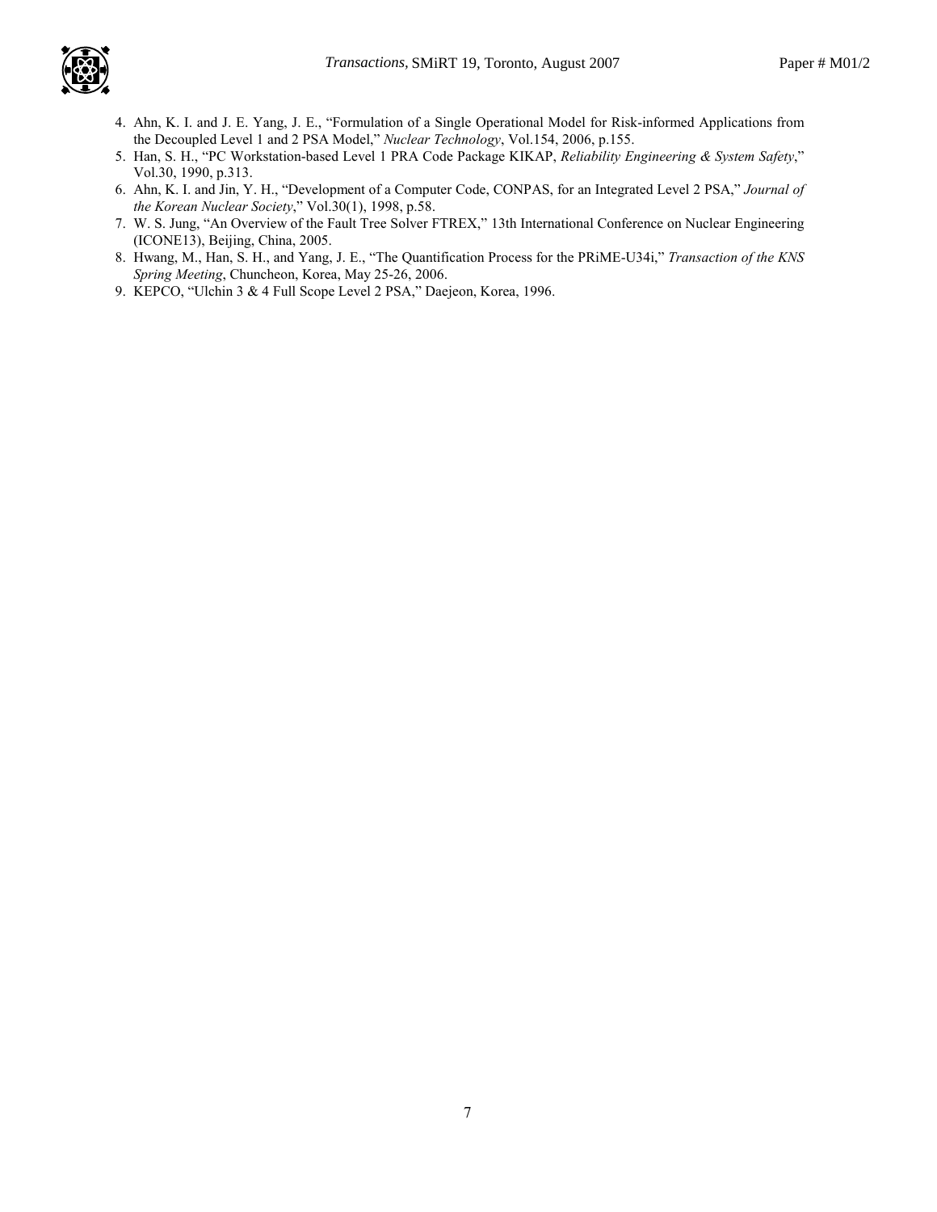4. Ahn, K. I. and J. E. Yang, J. E., “Formulation of a Single Operational Model for Risk-informed Applications from the Decoupled Level 1 and 2 PSA Model,” *Nuclear Technology*, Vol.154, 2006, p.155.
5. Han, S. H., “PC Workstation-based Level 1 PRA Code Package KIKAP, *Reliability Engineering & System Safety*,” Vol.30, 1990, p.313.
6. Ahn, K. I. and Jin, Y. H., “Development of a Computer Code, CONPAS, for an Integrated Level 2 PSA,” *Journal of the Korean Nuclear Society*,” Vol.30(1), 1998, p.58.
7. W. S. Jung, “An Overview of the Fault Tree Solver FTREX,” 13th International Conference on Nuclear Engineering (ICONE13), Beijing, China, 2005.
8. Hwang, M., Han, S. H., and Yang, J. E., “The Quantification Process for the PRiME-U34i,” *Transaction of the KNS Spring Meeting*, Chuncheon, Korea, May 25-26, 2006.
9. KEPCO, “Ulchin 3 & 4 Full Scope Level 2 PSA,” Daejeon, Korea, 1996.